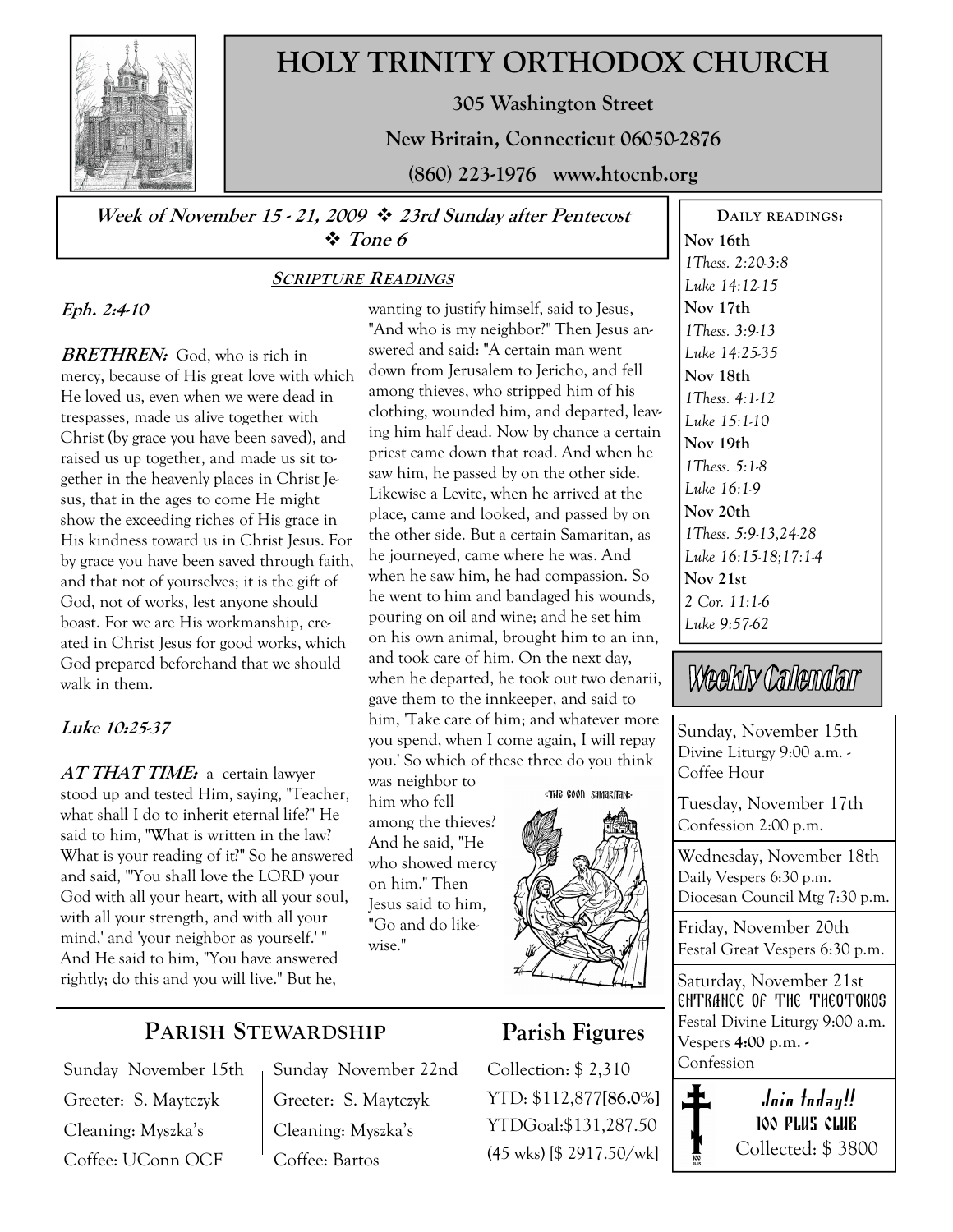# HOLY TRINITY ORTHODOX CHURCH

**305 Washington Street**

**New Britain, Connecticut 06050-2876**

**(860) 223-1976 www.htocnb.org**

***Week of November 15 - 21, 2009 ❖ 23rd Sunday after Pentecost ❖ Tone 6***

## SCRIPTURE READINGS

### *Eph. 2:4-10*

***BRETHREN:*** God, who is rich in mercy, because of His great love with which He loved us, even when we were dead in trespasses, made us alive together with Christ (by grace you have been saved), and raised us up together, and made us sit together in the heavenly places in Christ Jesus, that in the ages to come He might show the exceeding riches of His grace in His kindness toward us in Christ Jesus. For by grace you have been saved through faith, and that not of yourselves; it is the gift of God, not of works, lest anyone should boast. For we are His workmanship, created in Christ Jesus for good works, which God prepared beforehand that we should walk in them.

### *Luke 10:25-37*

***AT THAT TIME:*** a certain lawyer stood up and tested Him, saying, "Teacher, what shall I do to inherit eternal life?" He said to him, "What is written in the law? What is your reading of it?" So he answered and said, "'You shall love the LORD your God with all your heart, with all your soul, with all your strength, and with all your mind,' and 'your neighbor as yourself.' " And He said to him, "You have answered rightly; do this and you will live." But he, wanting to justify himself, said to Jesus, "And who is my neighbor?" Then Jesus answered and said: "A certain man went down from Jerusalem to Jericho, and fell among thieves, who stripped him of his clothing, wounded him, and departed, leaving him half dead. Now by chance a certain priest came down that road. And when he saw him, he passed by on the other side. Likewise a Levite, when he arrived at the place, came and looked, and passed by on the other side. But a certain Samaritan, as he journeyed, came where he was. And when he saw him, he had compassion. So he went to him and bandaged his wounds, pouring on oil and wine; and he set him on his own animal, brought him to an inn, and took care of him. On the next day, when he departed, he took out two denarii, gave them to the innkeeper, and said to him, 'Take care of him; and whatever more you spend, when I come again, I will repay you.' So which of these three do you think was neighbor to him who fell among the thieves? And he said, "He who showed mercy on him." Then Jesus said to him, "Go and do likewise."

## PARISH STEWARDSHIP

Sunday November 15th
Greeter: S. Maytczyk
Cleaning: Myszka's
Coffee: UConn OCF

Sunday November 22nd
Greeter: S. Maytczyk
Cleaning: Myszka's
Coffee: Bartos

## Parish Figures

Collection: $ 2,310
YTD: $112,877**[86.0%]**
YTDGoal:$131,287.50
(45 wks) [$ 2917.50/wk]

## DAILY READINGS:

**Nov 16th**
*1Thess. 2:20-3:8*
*Luke 14:12-15*

**Nov 17th**
*1Thess. 3:9-13*
*Luke 14:25-35*

**Nov 18th**
*1Thess. 4:1-12*
*Luke 15:1-10*

**Nov 19th**
*1Thess. 5:1-8*
*Luke 16:1-9*

**Nov 20th**
*1Thess. 5:9-13,24-28*
*Luke 16:15-18;17:1-4*

**Nov 21st**
*2 Cor. 11:1-6*
*Luke 9:57-62*

## Weekly Calendar

Sunday, November 15th
Divine Liturgy 9:00 a.m. - Coffee Hour

Tuesday, November 17th
Confession 2:00 p.m.

Wednesday, November 18th
Daily Vespers 6:30 p.m.
Diocesan Council Mtg 7:30 p.m.

Friday, November 20th
Festal Great Vespers 6:30 p.m.

Saturday, November 21st
ENTRANCE OF THE THEOTOKOS
Festal Divine Liturgy 9:00 a.m.
Vespers **4:00 p.m.** - Confession

**Join today!!**
**100 PLUS CLUB**
Collected: $ 3800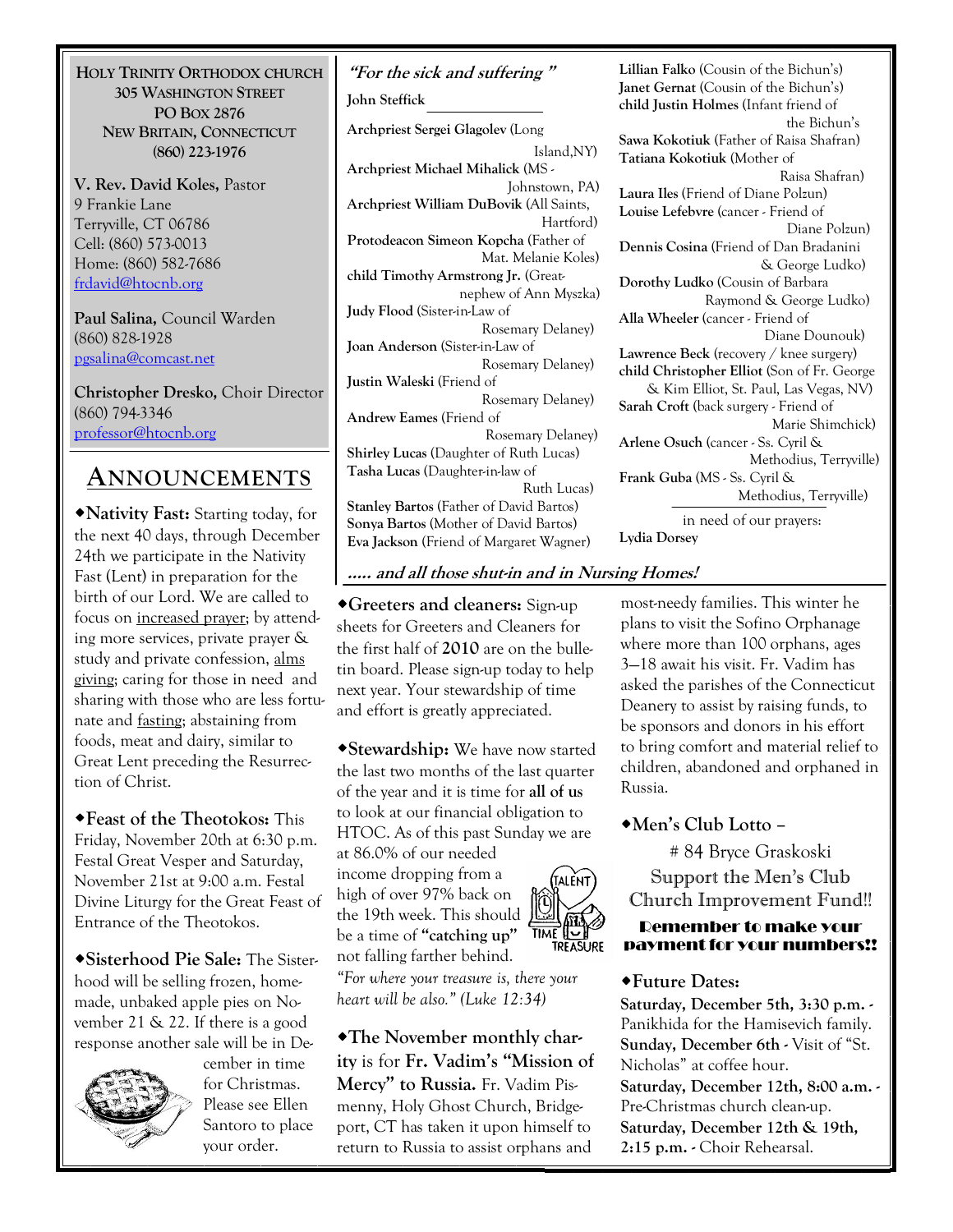**HOLY TRINITY ORTHODOX CHURCH**
**305 WASHINGTON STREET**
**PO BOX 2876**
**NEW BRITAIN, CONNECTICUT**
**(860) 223-1976**

**V. Rev. David Koles,** Pastor
9 Frankie Lane
Terryville, CT 06786
Cell: (860) 573-0013
Home: (860) 582-7686
frdavid@htocnb.org

**Paul Salina,** Council Warden
(860) 828-1928
pgsalina@comcast.net

**Christopher Dresko,** Choir Director
(860) 794-3346
professor@htocnb.org

# ANNOUNCEMENTS

◆**Nativity Fast:** Starting today, for the next 40 days, through December 24th we participate in the Nativity Fast (Lent) in preparation for the birth of our Lord. We are called to focus on increased prayer; by attending more services, private prayer & study and private confession, alms giving; caring for those in need and sharing with those who are less fortunate and fasting; abstaining from foods, meat and dairy, similar to Great Lent preceding the Resurrection of Christ.

◆**Feast of the Theotokos:** This Friday, November 20th at 6:30 p.m. Festal Great Vesper and Saturday, November 21st at 9:00 a.m. Festal Divine Liturgy for the Great Feast of Entrance of the Theotokos.

◆**Sisterhood Pie Sale:** The Sisterhood will be selling frozen, homemade, unbaked apple pies on November 21 & 22. If there is a good response another sale will be in December in time for Christmas. Please see Ellen Santoro to place your order.

## *"For the sick and suffering"*

**John Steffick**

**Archpriest Sergei Glagolev** (Long Island,NY)
**Archpriest Michael Mihalick** (MS - Johnstown, PA)
**Archpriest William DuBovik** (All Saints, Hartford)
**Protodeacon Simeon Kopcha** (Father of Mat. Melanie Koles)
**child Timothy Armstrong Jr.** (Great-nephew of Ann Myszka)
**Judy Flood** (Sister-in-Law of Rosemary Delaney)
**Joan Anderson** (Sister-in-Law of Rosemary Delaney)
**Justin Waleski** (Friend of Rosemary Delaney)
**Andrew Eames** (Friend of Rosemary Delaney)
**Shirley Lucas** (Daughter of Ruth Lucas)
**Tasha Lucas** (Daughter-in-law of Ruth Lucas)
**Stanley Bartos** (Father of David Bartos)
**Sonya Bartos** (Mother of David Bartos)
**Eva Jackson** (Friend of Margaret Wagner)
**Lillian Falko** (Cousin of the Bichun's)
**Janet Gernat** (Cousin of the Bichun's)
**child Justin Holmes** (Infant friend of the Bichun's
**Sawa Kokotiuk** (Father of Raisa Shafran)
**Tatiana Kokotiuk** (Mother of Raisa Shafran)
**Laura Iles** (Friend of Diane Polzun)
**Louise Lefebvre** (cancer - Friend of Diane Polzun)
**Dennis Cosina** (Friend of Dan Bradanini & George Ludko)
**Dorothy Ludko** (Cousin of Barbara Raymond & George Ludko)
**Alla Wheeler** (cancer - Friend of Diane Dounouk)
**Lawrence Beck** (recovery / knee surgery)
**child Christopher Elliot** (Son of Fr. George & Kim Elliot, St. Paul, Las Vegas, NV)
**Sarah Croft** (back surgery - Friend of Marie Shimchick)
**Arlene Osuch** (cancer - Ss. Cyril & Methodius, Terryville)
**Frank Guba** (MS - Ss. Cyril & Methodius, Terryville)

in need of our prayers:
**Lydia Dorsey**

***….. and all those shut-in and in Nursing Homes!***

◆**Greeters and cleaners:** Sign-up sheets for Greeters and Cleaners for the first half of **2010** are on the bulletin board. Please sign-up today to help next year. Your stewardship of time and effort is greatly appreciated.

◆**Stewardship:** We have now started the last two months of the last quarter of the year and it is time for **all of us** to look at our financial obligation to HTOC. As of this past Sunday we are at 86.0% of our needed income dropping from a high of over 97% back on the 19th week. This should be a time of **"catching up"** not falling farther behind.
*"For where your treasure is, there your heart will be also." (Luke 12:34)*

TALENT TIME TREASURE

◆**The November monthly charity** is for **Fr. Vadim's "Mission of Mercy" to Russia.** Fr. Vadim Pismenny, Holy Ghost Church, Bridgeport, CT has taken it upon himself to return to Russia to assist orphans and most-needy families. This winter he plans to visit the Sofino Orphanage where more than 100 orphans, ages 3—18 await his visit. Fr. Vadim has asked the parishes of the Connecticut Deanery to assist by raising funds, to be sponsors and donors in his effort to bring comfort and material relief to children, abandoned and orphaned in Russia.

◆**Men's Club Lotto –**

# 84 Bryce Graskoski
Support the Men's Club Church Improvement Fund!!

**Remember to make your payment for your numbers!!**

◆**Future Dates:**
**Saturday, December 5th, 3:30 p.m. -** Panikhida for the Hamisevich family.
**Sunday, December 6th -** Visit of "St. Nicholas" at coffee hour.
**Saturday, December 12th, 8:00 a.m. -** Pre-Christmas church clean-up.
**Saturday, December 12th & 19th, 2:15 p.m. -** Choir Rehearsal.